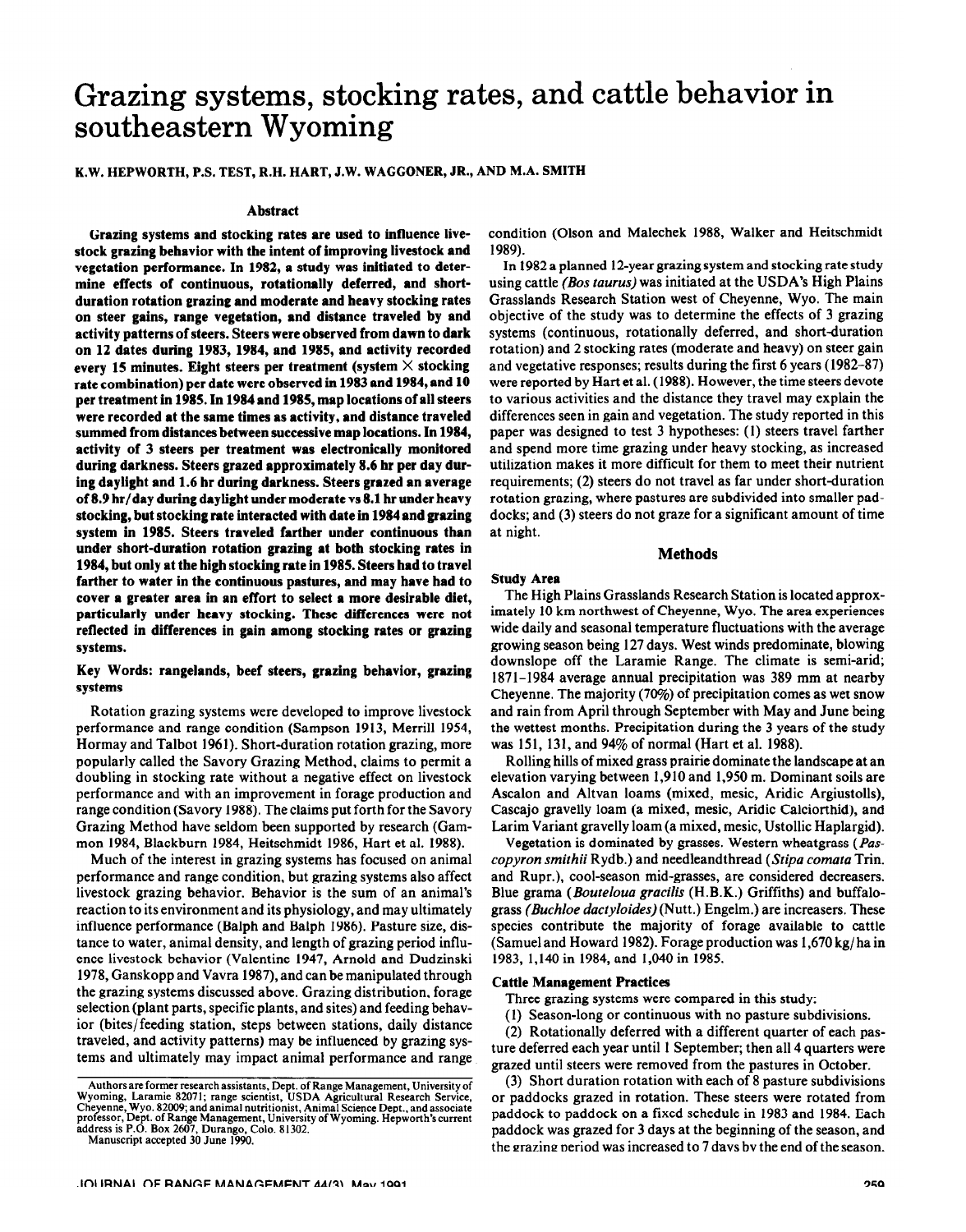# Grazing systems, stocking rates, and cattle behavior in southeastern Wyoming

**K.W. HEPWORTH, P.S. TEST, R.H. HART, J.W. WAGGONER, JR., AND M.A. SMITH**

## Abstract

**Grazing systems and stocking rates are used to influence livestock grazing behavior with the intent of improving livestock and vegetation performance. In 1982, a study was initiated to determine effects of continuous, rotationally deferred, and short-duration rotation grazing and moderate and heavy stocking rates on steer gains, range vegetation, and distance traveled by and activity patterns of steers. Steers were observed from dawn to dark on 12 dates during 1983, 1984, and 1985, and activity recorded every 15 minutes. Eight steers per treatment (system × stocking rate combination) per date were observed in 1983 and 1984, and 10 per treatment in 1985. In 1984 and 1985, map locations of all steers were recorded at the same times as activity, and distance traveled summed from distances between successive map locations. In 1984, activity of 3 steers per treatment was electronically monitored during darkness. Steers grazed approximately 8.6 hr per day during daylight and 1.6 hr during darkness. Steers grazed an average of 8.9 hr/day during daylight under moderate vs 8.1 hr under heavy stocking, but stocking rate interacted with date in 1984 and grazing system in 1985. Steers traveled farther under continuous than under short-duration rotation grazing at both stocking rates in 1984, but only at the high stocking rate in 1985. Steers had to travel farther to water in the continuous pastures, and may have had to cover a greater area in an effort to select a more desirable diet, particularly under heavy stocking. These differences were not reflected in differences in gain among stocking rates or grazing systems.**

**Key Words: rangelands, beef steers, grazing behavior, grazing systems**

Rotation grazing systems were developed to improve livestock performance and range condition (Sampson 1913, Merrill 1954, Hormay and Talbot 1961). Short-duration rotation grazing, more popularly called the Savory Grazing Method, claims to permit a doubling in stocking rate without a negative effect on livestock performance and with an improvement in forage production and range condition (Savory 1988). The claims put forth for the Savory Grazing Method have seldom been supported by research (Gammon 1984, Blackburn 1984, Heitschmidt 1986, Hart et al. 1988).

Much of the interest in grazing systems has focused on animal performance and range condition, but grazing systems also affect livestock grazing behavior. Behavior is the sum of an animal's reaction to its environment and its physiology, and may ultimately influence performance (Balph and Balph 1986). Pasture size, distance to water, animal density, and length of grazing period influence livestock behavior (Valentine 1947, Arnold and Dudzinski 1978, Ganskopp and Vavra 1987), and can be manipulated through the grazing systems discussed above. Grazing distribution, forage selection (plant parts, specific plants, and sites) and feeding behavior (bites/feeding station, steps between stations, daily distance traveled, and activity patterns) may be influenced by grazing systems and ultimately may impact animal performance and range condition (Olson and Malechek 1988, Walker and Heitschmidt 1989).

In 1982 a planned 12-year grazing system and stocking rate study using cattle (*Bos taurus*) was initiated at the USDA's High Plains Grasslands Research Station west of Cheyenne, Wyo. The main objective of the study was to determine the effects of 3 grazing systems (continuous, rotationally deferred, and short-duration rotation) and 2 stocking rates (moderate and heavy) on steer gain and vegetative responses; results during the first 6 years (1982–87) were reported by Hart et al. (1988). However, the time steers devote to various activities and the distance they travel may explain the differences seen in gain and vegetation. The study reported in this paper was designed to test 3 hypotheses: (1) steers travel farther and spend more time grazing under heavy stocking, as increased utilization makes it more difficult for them to meet their nutrient requirements; (2) steers do not travel as far under short-duration rotation grazing, where pastures are subdivided into smaller paddocks; and (3) steers do not graze for a significant amount of time at night.

## Methods

### Study Area

The High Plains Grasslands Research Station is located approximately 10 km northwest of Cheyenne, Wyo. The area experiences wide daily and seasonal temperature fluctuations with the average growing season being 127 days. West winds predominate, blowing downslope off the Laramie Range. The climate is semi-arid; 1871–1984 average annual precipitation is 389 mm at nearby Cheyenne. The majority (70%) of precipitation comes as wet snow and rain from April through September with May and June being the wettest months. Precipitation during the 3 years of the study was 151, 131, and 94% of normal (Hart et al. 1988).

Rolling hills of mixed grass prairie dominate the landscape at an elevation varying between 1,910 and 1,950 m. Dominant soils are Ascalon and Altvan loams (mixed, mesic, Aridic Argiustolls), Cascajo gravelly loam (a mixed, mesic, Aridic Calciorthid), and Larim Variant gravelly loam (a mixed, mesic, Ustollic Haplargid).

Vegetation is dominated by grasses. Western wheatgrass (*Pascopyron smithii* Rydb.) and needleandthread (*Stipa comata* Trin. and Rupr.), cool-season mid-grasses, are considered decreasers. Blue grama (*Bouteloua gracilis* (H.B.K.) Griffiths) and buffalograss (*Buchloe dactyloides*) (Nutt.) Engelm.) are increasers. These species contribute the majority of forage available to cattle (Samuel and Howard 1982). Forage production was 1,670 kg/ha in 1983, 1,140 in 1984, and 1,040 in 1985.

### Cattle Management Practices

Three grazing systems were compared in this study:

(1) Season-long or continuous with no pasture subdivisions.

(2) Rotationally deferred with a different quarter of each pasture deferred each year until 1 September; then all 4 quarters were grazed until steers were removed from the pastures in October.

(3) Short duration rotation with each of 8 pasture subdivisions or paddocks grazed in rotation. These steers were rotated from paddock to paddock on a fixed schedule in 1983 and 1984. Each paddock was grazed for 3 days at the beginning of the season, and the grazing period was increased to 7 days by the end of the season.

Authors are former research assistants, Dept. of Range Management, University of Wyoming, Laramie 82071; range scientist, USDA Agricultural Research Service, Cheyenne, Wyo. 82009; and animal nutritionist, Animal Science Dept., and associate professor, Dept. of Range Management, University of Wyoming. Hepworth's current address is P.O. Box 2607, Durango, Colo. 81302.

Manuscript accepted 30 June 1990.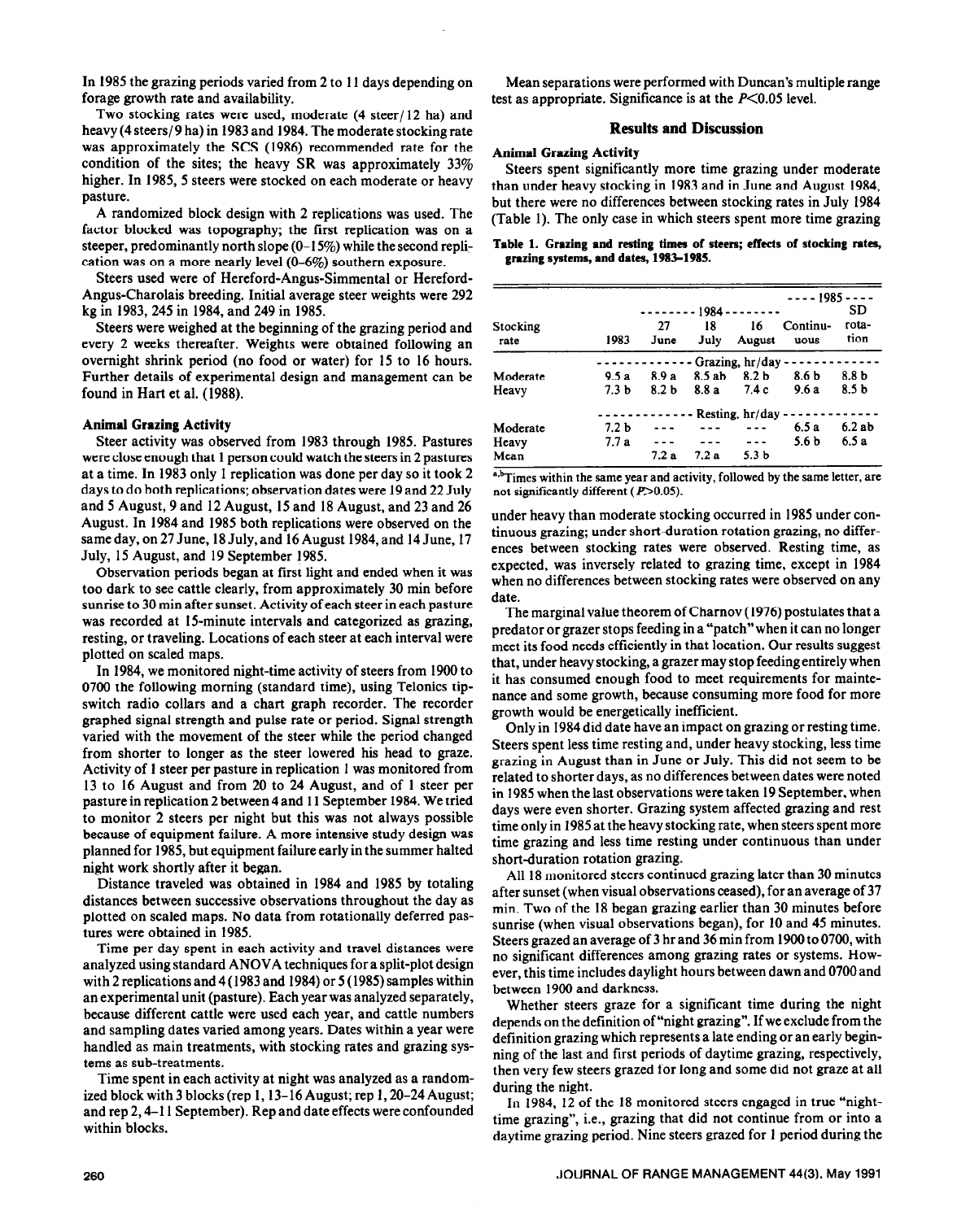In 1985 the grazing periods varied from 2 to 11 days depending on forage growth rate and availability.

Two stocking rates were used, moderate (4 steer/12 ha) and heavy (4 steers/9 ha) in 1983 and 1984. The moderate stocking rate was approximately the SCS (1986) recommended rate for the condition of the sites; the heavy SR was approximately 33% higher. In 1985, 5 steers were stocked on each moderate or heavy pasture.

A randomized block design with 2 replications was used. The factor blocked was topography; the first replication was on a steeper, predominantly north slope (0–15%) while the second replication was on a more nearly level (0–6%) southern exposure.

Steers used were of Hereford-Angus-Simmental or Hereford-Angus-Charolais breeding. Initial average steer weights were 292 kg in 1983, 245 in 1984, and 249 in 1985.

Steers were weighed at the beginning of the grazing period and every 2 weeks thereafter. Weights were obtained following an overnight shrink period (no food or water) for 15 to 16 hours. Further details of experimental design and management can be found in Hart et al. (1988).

### Animal Grazing Activity

Steer activity was observed from 1983 through 1985. Pastures were close enough that 1 person could watch the steers in 2 pastures at a time. In 1983 only 1 replication was done per day so it took 2 days to do both replications; observation dates were 19 and 22 July and 5 August, 9 and 12 August, 15 and 18 August, and 23 and 26 August. In 1984 and 1985 both replications were observed on the same day, on 27 June, 18 July, and 16 August 1984, and 14 June, 17 July, 15 August, and 19 September 1985.

Observation periods began at first light and ended when it was too dark to see cattle clearly, from approximately 30 min before sunrise to 30 min after sunset. Activity of each steer in each pasture was recorded at 15-minute intervals and categorized as grazing, resting, or traveling. Locations of each steer at each interval were plotted on scaled maps.

In 1984, we monitored night-time activity of steers from 1900 to 0700 the following morning (standard time), using Telonics tip-switch radio collars and a chart graph recorder. The recorder graphed signal strength and pulse rate or period. Signal strength varied with the movement of the steer while the period changed from shorter to longer as the steer lowered his head to graze. Activity of 1 steer per pasture in replication 1 was monitored from 13 to 16 August and from 20 to 24 August, and of 1 steer per pasture in replication 2 between 4 and 11 September 1984. We tried to monitor 2 steers per night but this was not always possible because of equipment failure. A more intensive study design was planned for 1985, but equipment failure early in the summer halted night work shortly after it began.

Distance traveled was obtained in 1984 and 1985 by totaling distances between successive observations throughout the day as plotted on scaled maps. No data from rotationally deferred pastures were obtained in 1985.

Time per day spent in each activity and travel distances were analyzed using standard ANOVA techniques for a split-plot design with 2 replications and 4 (1983 and 1984) or 5 (1985) samples within an experimental unit (pasture). Each year was analyzed separately, because different cattle were used each year, and cattle numbers and sampling dates varied among years. Dates within a year were handled as main treatments, with stocking rates and grazing systems as sub-treatments.

Time spent in each activity at night was analyzed as a randomized block with 3 blocks (rep 1, 13–16 August; rep 1, 20–24 August; and rep 2, 4–11 September). Rep and date effects were confounded within blocks.

Mean separations were performed with Duncan's multiple range test as appropriate. Significance is at the $P<0.05$ level.

## Results and Discussion

### Animal Grazing Activity

Steers spent significantly more time grazing under moderate than under heavy stocking in 1983 and in June and August 1984, but there were no differences between stocking rates in July 1984 (Table 1). The only case in which steers spent more time grazing under heavy than moderate stocking occurred in 1985 under continuous grazing; under short-duration rotation grazing, no differences between stocking rates were observed. Resting time, as expected, was inversely related to grazing time, except in 1984 when no differences between stocking rates were observed on any date.

**Table 1. Grazing and resting times of steers; effects of stocking rates, grazing systems, and dates, 1983–1985.**

| Stocking rate | 1983 | 1984 27 June | 1984 18 July | 1984 16 August | 1985 Continuous | 1985 SD rotation |
|---|---|---|---|---|---|---|
| | Grazing, hr/day | | | | | |
| Moderate | 9.5 a | 8.9 a | 8.5 ab | 8.2 b | 8.6 b | 8.8 b |
| Heavy | 7.3 b | 8.2 b | 8.8 a | 7.4 c | 9.6 a | 8.5 b |
| | Resting, hr/day | | | | | |
| Moderate | 7.2 b | --- | --- | --- | 6.5 a | 6.2 ab |
| Heavy | 7.7 a | --- | --- | --- | 5.6 b | 6.5 a |
| Mean | | 7.2 a | 7.2 a | 5.3 b | | |

[a,b]Times within the same year and activity, followed by the same letter, are not significantly different ($P>0.05$).

The marginal value theorem of Charnov (1976) postulates that a predator or grazer stops feeding in a "patch" when it can no longer meet its food needs efficiently in that location. Our results suggest that, under heavy stocking, a grazer may stop feeding entirely when it has consumed enough food to meet requirements for maintenance and some growth, because consuming more food for more growth would be energetically inefficient.

Only in 1984 did date have an impact on grazing or resting time. Steers spent less time resting and, under heavy stocking, less time grazing in August than in June or July. This did not seem to be related to shorter days, as no differences between dates were noted in 1985 when the last observations were taken 19 September, when days were even shorter. Grazing system affected grazing and rest time only in 1985 at the heavy stocking rate, when steers spent more time grazing and less time resting under continuous than under short-duration rotation grazing.

All 18 monitored steers continued grazing later than 30 minutes after sunset (when visual observations ceased), for an average of 37 min. Two of the 18 began grazing earlier than 30 minutes before sunrise (when visual observations began), for 10 and 45 minutes. Steers grazed an average of 3 hr and 36 min from 1900 to 0700, with no significant differences among grazing rates or systems. However, this time includes daylight hours between dawn and 0700 and between 1900 and darkness.

Whether steers graze for a significant time during the night depends on the definition of "night grazing". If we exclude from the definition grazing which represents a late ending or an early beginning of the last and first periods of daytime grazing, respectively, then very few steers grazed for long and some did not graze at all during the night.

In 1984, 12 of the 18 monitored steers engaged in true "night-time grazing", i.e., grazing that did not continue from or into a daytime grazing period. Nine steers grazed for 1 period during the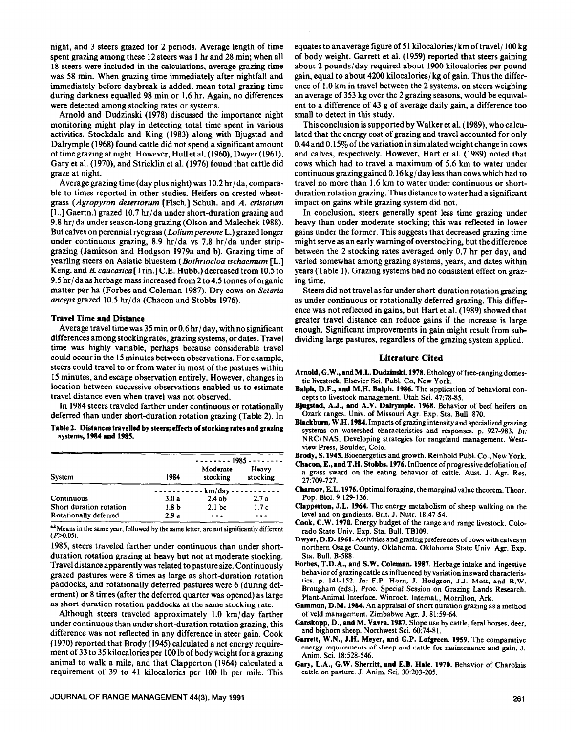night, and 3 steers grazed for 2 periods. Average length of time spent grazing among these 12 steers was 1 hr and 28 min; when all 18 steers were included in the calculations, average grazing time was 58 min. When grazing time immediately after nightfall and immediately before daybreak is added, mean total grazing time during darkness equalled 98 min or 1.6 hr. Again, no differences were detected among stocking rates or systems.

Arnold and Dudzinski (1978) discussed the importance night monitoring might play in detecting total time spent in various activities. Stockdale and King (1983) along with Bjugstad and Dalrymple (1968) found cattle did not spend a significant amount of time grazing at night. However, Hull et al. (1960), Dwyer (1961), Gary et al. (1970), and Stricklin et al. (1976) found that cattle did graze at night.

Average grazing time (day plus night) was 10.2 hr/da, comparable to times reported in other studies. Heifers on crested wheatgrass (*Agropyron desertorum* [Fisch.] Schult. and *A. cristatum* [L.] Gaertn.) grazed 10.7 hr/da under short-duration grazing and 9.8 hr/da under season-long grazing (Olson and Malechek 1988). But calves on perennial ryegrass (*Lolium perenne* L.) grazed longer under continuous grazing, 8.9 hr/da vs 7.8 hr/da under strip-grazing (Jamieson and Hodgson 1979a and b). Grazing time of yearling steers on Asiatic bluestem (*Bothriocloa ischaemum* [L.] Keng. and *B. caucasica* [Trin.] C.E. Hubb.) decreased from 10.5 to 9.5 hr/da as herbage mass increased from 2 to 4.5 tonnes of organic matter per ha (Forbes and Coleman 1987). Dry cows on *Setaria anceps* grazed 10.5 hr/da (Chacon and Stobbs 1976).

### Travel Time and Distance

Average travel time was 35 min or 0.6 hr/day, with no significant differences among stocking rates, grazing systems, or dates. Travel time was highly variable, perhaps because considerable travel could occur in the 15 minutes between observations. For example, steers could travel to or from water in most of the pastures within 15 minutes, and escape observation entirely. However, changes in location between successive observations enabled us to estimate travel distance even when travel was not observed.

In 1984 steers traveled farther under continuous or rotationally deferred than under short-duration rotation grazing (Table 2). In 1985, steers traveled farther under continuous than under short-duration rotation grazing at heavy but not at moderate stocking. Travel distance apparently was related to pasture size. Continuously grazed pastures were 8 times as large as short-duration rotation paddocks, and rotationally deferred pastures were 6 (during deferment) or 8 times (after the deferred quarter was opened) as large as short-duration rotation paddocks at the same stocking rate.

**Table 2. Distances travelled by steers; effects of stocking rates and grazing systems, 1984 and 1985.**

| System | 1984 | 1985 Moderate stocking | 1985 Heavy stocking |
|---|---|---|---|
| | km/day | | |
| Continuous | 3.0 a | 2.4 ab | 2.7 a |
| Short duration rotation | 1.8 b | 2.1 bc | 1.7 c |
| Rotationally deferred | 2.9 a | --- | --- |

[a,b]Means in the same year, followed by the same letter, are not significantly different ($P>0.05$).

Although steers traveled approximately 1.0 km/day farther under continuous than under short-duration rotation grazing, this difference was not reflected in any difference in steer gain. Cook (1970) reported that Brody (1945) calculated a net energy requirement of 33 to 35 kilocalories per 100 lb of body weight for a grazing animal to walk a mile, and that Clapperton (1964) calculated a requirement of 39 to 41 kilocalories per 100 lb per mile. This equates to an average figure of 51 kilocalories/km of travel/100 kg of body weight. Garrett et al. (1959) reported that steers gaining about 2 pounds/day required about 1900 kilocalories per pound gain, equal to about 4200 kilocalories/kg of gain. Thus the difference of 1.0 km in travel between the 2 systems, on steers weighing an average of 353 kg over the 2 grazing seasons, would be equivalent to a difference of 43 g of average daily gain, a difference too small to detect in this study.

This conclusion is supported by Walker et al. (1989), who calculated that the energy cost of grazing and travel accounted for only 0.44 and 0.15% of the variation in simulated weight change in cows and calves, respectively. However, Hart et al. (1989) noted that cows which had to travel a maximum of 5.6 km to water under continuous grazing gained 0.16 kg/day less than cows which had to travel no more than 1.6 km to water under continuous or short-duration rotation grazing. Thus distance to water had a significant impact on gains while grazing system did not.

In conclusion, steers generally spent less time grazing under heavy than under moderate stocking; this was reflected in lower gains under the former. This suggests that decreased grazing time might serve as an early warning of overstocking, but the difference between the 2 stocking rates averaged only 0.7 hr per day, and varied somewhat among grazing systems, years, and dates within years (Table 1). Grazing systems had no consistent effect on grazing time.

Steers did not travel as far under short-duration rotation grazing as under continuous or rotationally deferred grazing. This difference was not reflected in gains, but Hart et al. (1989) showed that greater travel distance can reduce gains if the increase is large enough. Significant improvements in gain might result from subdividing large pastures, regardless of the grazing system applied.

## Literature Cited

**Arnold, G.W., and M.L. Dudzinski. 1978.** Ethology of free-ranging domestic livestock. Elsevier Sci. Publ. Co, New York.

**Balph, D.F., and M.H. Balph. 1986.** The application of behavioral concepts to livestock management. Utah Sci. 47:78-85.

**Bjugstad, A.J., and A.V. Dalrymple. 1968.** Behavior of beef heifers on Ozark ranges. Univ. of Missouri Agr. Exp. Sta. Bull. 870.

**Blackburn, W.H. 1984.** Impacts of grazing intensity and specialized grazing systems on watershed characteristics and responses. p. 927-983. *In:* NRC/NAS, Developing strategies for rangeland management. Westview Press, Boulder, Colo.

**Brody, S. 1945.** Bioenergetics and growth. Reinhold Publ. Co., New York.

**Chacon, E., and T.H. Stobbs. 1976.** Influence of progressive defoliation of a grass sward on the eating behavior of cattle. Aust. J. Agr. Res. 27:709-727.

**Charnov, E.L. 1976.** Optimal foraging, the marginal value theorem. Theor. Pop. Biol. 9:129-136.

**Clapperton, J.L. 1964.** The energy metabolism of sheep walking on the level and on gradients. Brit. J. Nutr. 18:47-54.

**Cook, C.W. 1970.** Energy budget of the range and range livestock. Colorado State Univ. Exp. Sta. Bull. TB109.

**Dwyer, D.D. 1961.** Activities and grazing preferences of cows with calves in northern Osage County, Oklahoma. Oklahoma State Univ. Agr. Exp. Sta. Bull. B-588.

**Forbes, T.D.A., and S.W. Coleman. 1987.** Herbage intake and ingestive behavior of grazing cattle as influenced by variation in sward characteristics. p. 141-152. *In:* E.P. Horn, J. Hodgson, J.J. Mott, and R.W. Brougham (eds.), Proc. Special Session on Grazing Lands Research. Plant-Animal Interface. Winrock. Internat., Morrilton, Ark.

**Gammon, D.M. 1984.** An appraisal of short duration grazing as a method of veld management. Zimbabwe Agr. J. 81:59-64.

**Ganskopp, D., and M. Vavra. 1987.** Slope use by cattle, feral horses, deer, and bighorn sheep. Northwest Sci. 60:74-81.

**Garrett, W.N., J.H. Meyer, and G.P. Lofgreen. 1959.** The comparative energy requirements of sheep and cattle for maintenance and gain. J. Anim. Sci. 18:528-546.

**Gary, L.A., G.W. Sherritt, and E.B. Hale. 1970.** Behavior of Charolais cattle on pasture. J. Anim. Sci. 30:203-205.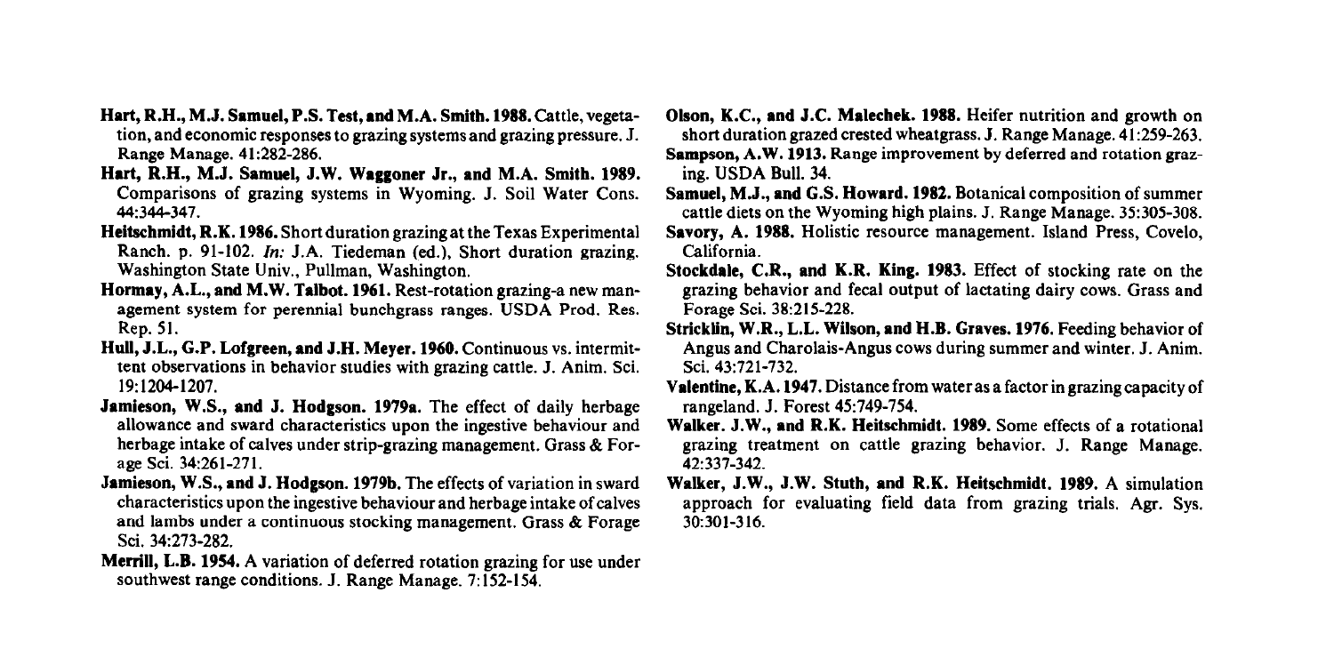**Hart, R.H., M.J. Samuel, P.S. Test, and M.A. Smith. 1988.** Cattle, vegetation, and economic responses to grazing systems and grazing pressure. J. Range Manage. 41:282-286.

**Hart, R.H., M.J. Samuel, J.W. Waggoner Jr., and M.A. Smith. 1989.** Comparisons of grazing systems in Wyoming. J. Soil Water Cons. 44:344-347.

**Heitschmidt, R.K. 1986.** Short duration grazing at the Texas Experimental Ranch. p. 91-102. *In:* J.A. Tiedeman (ed.), Short duration grazing. Washington State Univ., Pullman, Washington.

**Hormay, A.L., and M.W. Talbot. 1961.** Rest-rotation grazing-a new management system for perennial bunchgrass ranges. USDA Prod. Res. Rep. 51.

**Hull, J.L., G.P. Lofgreen, and J.H. Meyer. 1960.** Continuous vs. intermittent observations in behavior studies with grazing cattle. J. Anim. Sci. 19:1204-1207.

**Jamieson, W.S., and J. Hodgson. 1979a.** The effect of daily herbage allowance and sward characteristics upon the ingestive behaviour and herbage intake of calves under strip-grazing management. Grass & Forage Sci. 34:261-271.

**Jamieson, W.S., and J. Hodgson. 1979b.** The effects of variation in sward characteristics upon the ingestive behaviour and herbage intake of calves and lambs under a continuous stocking management. Grass & Forage Sci. 34:273-282.

**Merrill, L.B. 1954.** A variation of deferred rotation grazing for use under southwest range conditions. J. Range Manage. 7:152-154.

**Olson, K.C., and J.C. Malechek. 1988.** Heifer nutrition and growth on short duration grazed crested wheatgrass. J. Range Manage. 41:259-263.

**Sampson, A.W. 1913.** Range improvement by deferred and rotation grazing. USDA Bull. 34.

**Samuel, M.J., and G.S. Howard. 1982.** Botanical composition of summer cattle diets on the Wyoming high plains. J. Range Manage. 35:305-308.

**Savory, A. 1988.** Holistic resource management. Island Press, Covelo, California.

**Stockdale, C.R., and K.R. King. 1983.** Effect of stocking rate on the grazing behavior and fecal output of lactating dairy cows. Grass and Forage Sci. 38:215-228.

**Stricklin, W.R., L.L. Wilson, and H.B. Graves. 1976.** Feeding behavior of Angus and Charolais-Angus cows during summer and winter. J. Anim. Sci. 43:721-732.

**Valentine, K.A. 1947.** Distance from water as a factor in grazing capacity of rangeland. J. Forest 45:749-754.

**Walker. J.W., and R.K. Heitschmidt. 1989.** Some effects of a rotational grazing treatment on cattle grazing behavior. J. Range Manage. 42:337-342.

**Walker, J.W., J.W. Stuth, and R.K. Heitschmidt. 1989.** A simulation approach for evaluating field data from grazing trials. Agr. Sys. 30:301-316.